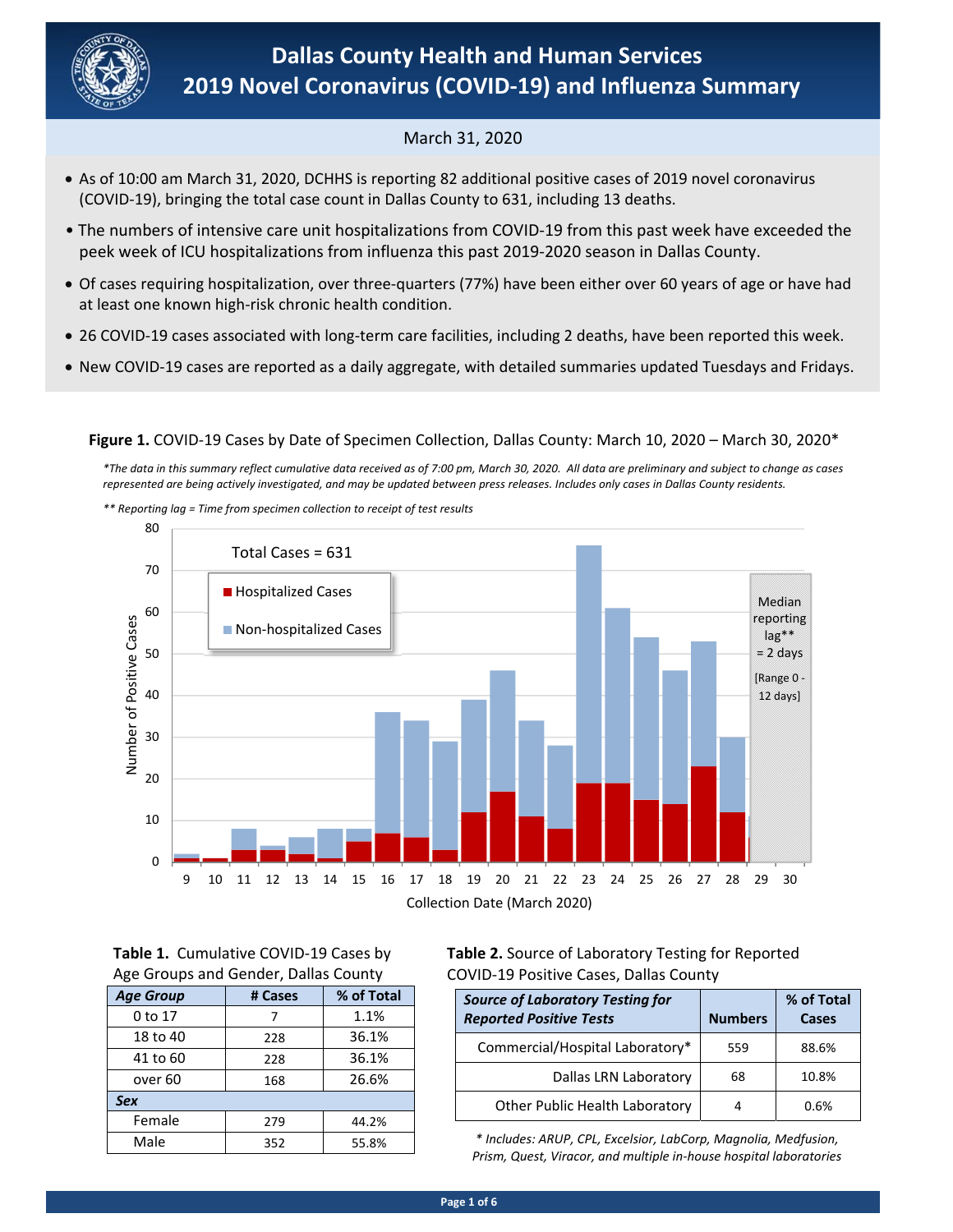# Dallas County Health and Human Services
# 2019 Novel Coronavirus (COVID-19) and Influenza Summary

March 31, 2020

- As of 10:00 am March 31, 2020, DCHHS is reporting 82 additional positive cases of 2019 novel coronavirus (COVID-19), bringing the total case count in Dallas County to 631, including 13 deaths.
- The numbers of intensive care unit hospitalizations from COVID-19 from this past week have exceeded the peek week of ICU hospitalizations from influenza this past 2019-2020 season in Dallas County.
- Of cases requiring hospitalization, over three-quarters (77%) have been either over 60 years of age or have had at least one known high-risk chronic health condition.
- 26 COVID-19 cases associated with long-term care facilities, including 2 deaths, have been reported this week.
- New COVID-19 cases are reported as a daily aggregate, with detailed summaries updated Tuesdays and Fridays.

**Figure 1.** COVID-19 Cases by Date of Specimen Collection, Dallas County: March 10, 2020 – March 30, 2020*

*\*The data in this summary reflect cumulative data received as of 7:00 pm, March 30, 2020. All data are preliminary and subject to change as cases represented are being actively investigated, and may be updated between press releases. Includes only cases in Dallas County residents.*

*\*\* Reporting lag = Time from specimen collection to receipt of test results*

Total Cases = 631

Hospitalized Cases / Non-hospitalized Cases

Median reporting lag** = 2 days [Range 0 - 12 days]

Number of Positive Cases

Collection Date (March 2020)

**Table 1.** Cumulative COVID-19 Cases by Age Groups and Gender, Dallas County

| *Age Group* | # Cases | % of Total |
|---|---|---|
| 0 to 17 | 7 | 1.1% |
| 18 to 40 | 228 | 36.1% |
| 41 to 60 | 228 | 36.1% |
| over 60 | 168 | 26.6% |
| ***Sex*** | | |
| Female | 279 | 44.2% |
| Male | 352 | 55.8% |

**Table 2.** Source of Laboratory Testing for Reported COVID-19 Positive Cases, Dallas County

| *Source of Laboratory Testing for Reported Positive Tests* | Numbers | % of Total Cases |
|---|---|---|
| Commercial/Hospital Laboratory* | 559 | 88.6% |
| Dallas LRN Laboratory | 68 | 10.8% |
| Other Public Health Laboratory | 4 | 0.6% |

*\* Includes: ARUP, CPL, Excelsior, LabCorp, Magnolia, Medfusion, Prism, Quest, Viracor, and multiple in-house hospital laboratories*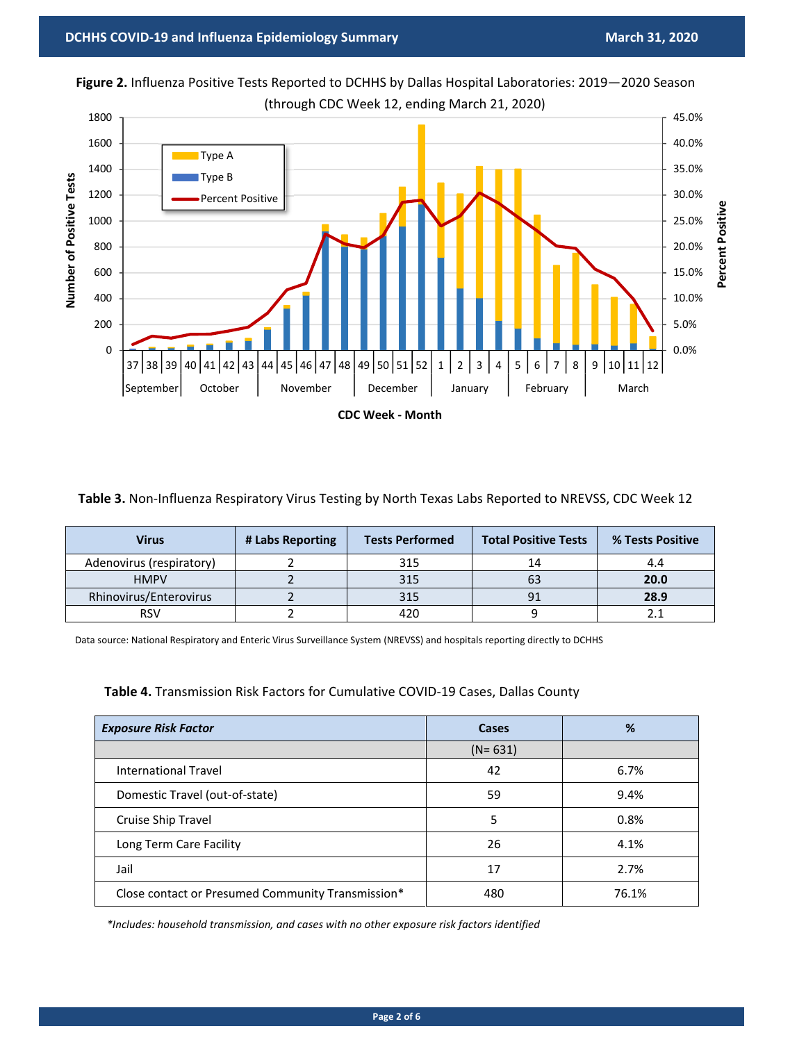**Figure 2.** Influenza Positive Tests Reported to DCHHS by Dallas Hospital Laboratories: 2019—2020 Season (through CDC Week 12, ending March 21, 2020)

**Table 3.** Non-Influenza Respiratory Virus Testing by North Texas Labs Reported to NREVSS, CDC Week 12

| Virus | # Labs Reporting | Tests Performed | Total Positive Tests | % Tests Positive |
|---|---|---|---|---|
| Adenovirus (respiratory) | 2 | 315 | 14 | 4.4 |
| HMPV | 2 | 315 | 63 | **20.0** |
| Rhinovirus/Enterovirus | 2 | 315 | 91 | **28.9** |
| RSV | 2 | 420 | 9 | 2.1 |

Data source: National Respiratory and Enteric Virus Surveillance System (NREVSS) and hospitals reporting directly to DCHHS

**Table 4.** Transmission Risk Factors for Cumulative COVID-19 Cases, Dallas County

| *Exposure Risk Factor* | Cases | % |
|---|---|---|
| | (N= 631) | |
| International Travel | 42 | 6.7% |
| Domestic Travel (out-of-state) | 59 | 9.4% |
| Cruise Ship Travel | 5 | 0.8% |
| Long Term Care Facility | 26 | 4.1% |
| Jail | 17 | 2.7% |
| Close contact or Presumed Community Transmission* | 480 | 76.1% |

*\*Includes: household transmission, and cases with no other exposure risk factors identified*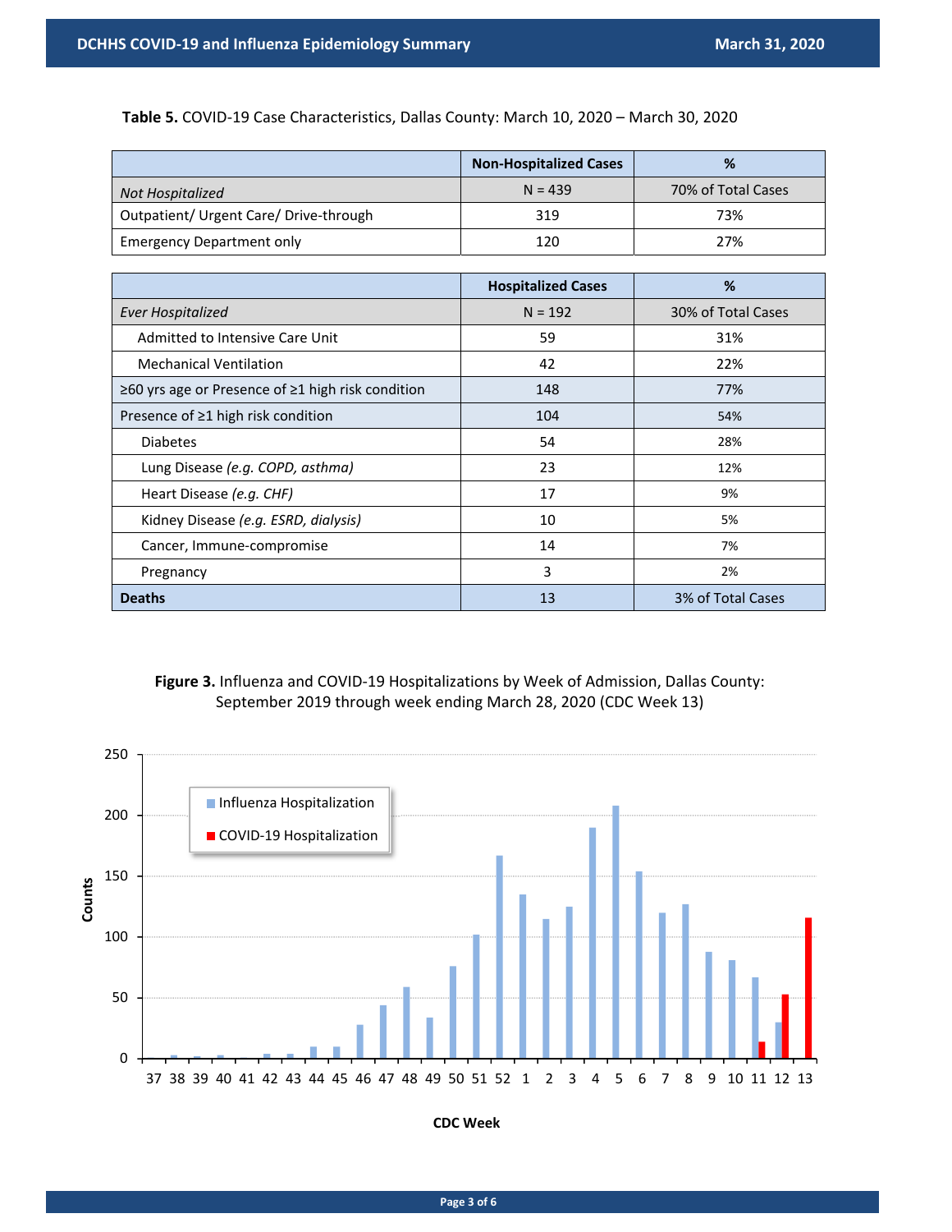**Table 5.** COVID-19 Case Characteristics, Dallas County: March 10, 2020 – March 30, 2020

| | Non-Hospitalized Cases | % |
|---|---|---|
| *Not Hospitalized* | N = 439 | 70% of Total Cases |
| Outpatient/ Urgent Care/ Drive-through | 319 | 73% |
| Emergency Department only | 120 | 27% |

| | Hospitalized Cases | % |
|---|---|---|
| *Ever Hospitalized* | N = 192 | 30% of Total Cases |
| Admitted to Intensive Care Unit | 59 | 31% |
| Mechanical Ventilation | 42 | 22% |
| ≥60 yrs age or Presence of ≥1 high risk condition | 148 | 77% |
| Presence of ≥1 high risk condition | 104 | 54% |
| Diabetes | 54 | 28% |
| Lung Disease *(e.g. COPD, asthma)* | 23 | 12% |
| Heart Disease *(e.g. CHF)* | 17 | 9% |
| Kidney Disease *(e.g. ESRD, dialysis)* | 10 | 5% |
| Cancer, Immune-compromise | 14 | 7% |
| Pregnancy | 3 | 2% |
| **Deaths** | 13 | 3% of Total Cases |

**Figure 3.** Influenza and COVID-19 Hospitalizations by Week of Admission, Dallas County: September 2019 through week ending March 28, 2020 (CDC Week 13)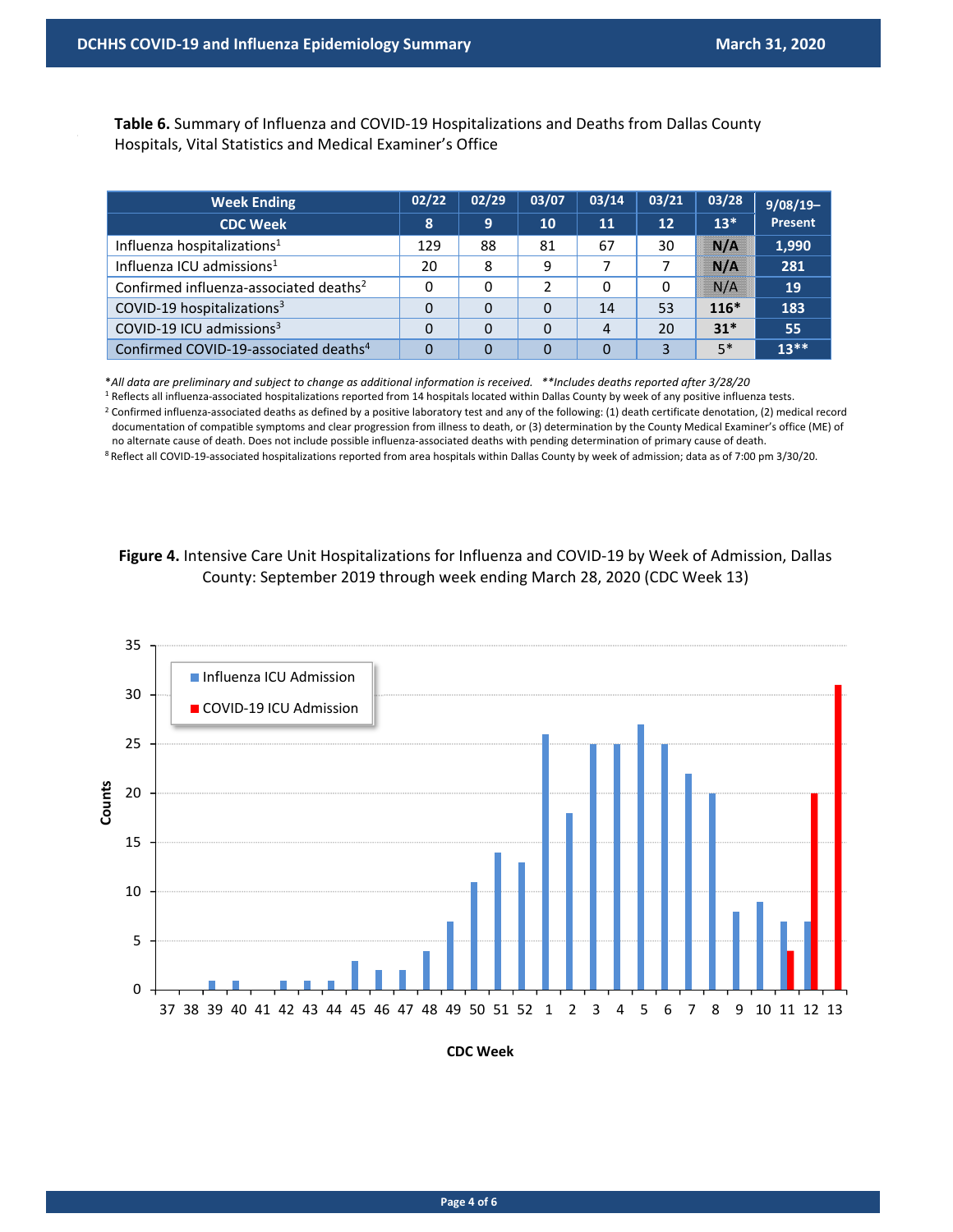**Table 6.** Summary of Influenza and COVID-19 Hospitalizations and Deaths from Dallas County Hospitals, Vital Statistics and Medical Examiner's Office

| Week Ending | 02/22 | 02/29 | 03/07 | 03/14 | 03/21 | 03/28 | 9/08/19– Present |
|---|---|---|---|---|---|---|---|
| CDC Week | 8 | 9 | 10 | 11 | 12 | 13* | |
| Influenza hospitalizations[1] | 129 | 88 | 81 | 67 | 30 | N/A | 1,990 |
| Influenza ICU admissions[1] | 20 | 8 | 9 | 7 | 7 | N/A | 281 |
| Confirmed influenza-associated deaths[2] | 0 | 0 | 2 | 0 | 0 | N/A | 19 |
| COVID-19 hospitalizations[3] | 0 | 0 | 0 | 14 | 53 | 116* | 183 |
| COVID-19 ICU admissions[3] | 0 | 0 | 0 | 4 | 20 | 31* | 55 |
| Confirmed COVID-19-associated deaths[4] | 0 | 0 | 0 | 0 | 3 | 5* | 13** |

**All data are preliminary and subject to change as additional information is received.* ***Includes deaths reported after 3/28/20*

[1] Reflects all influenza-associated hospitalizations reported from 14 hospitals located within Dallas County by week of any positive influenza tests.

[2] Confirmed influenza-associated deaths as defined by a positive laboratory test and any of the following: (1) death certificate denotation, (2) medical record documentation of compatible symptoms and clear progression from illness to death, or (3) determination by the County Medical Examiner's office (ME) of no alternate cause of death. Does not include possible influenza-associated deaths with pending determination of primary cause of death.

[8] Reflect all COVID-19-associated hospitalizations reported from area hospitals within Dallas County by week of admission; data as of 7:00 pm 3/30/20.

**Figure 4.** Intensive Care Unit Hospitalizations for Influenza and COVID-19 by Week of Admission, Dallas County: September 2019 through week ending March 28, 2020 (CDC Week 13)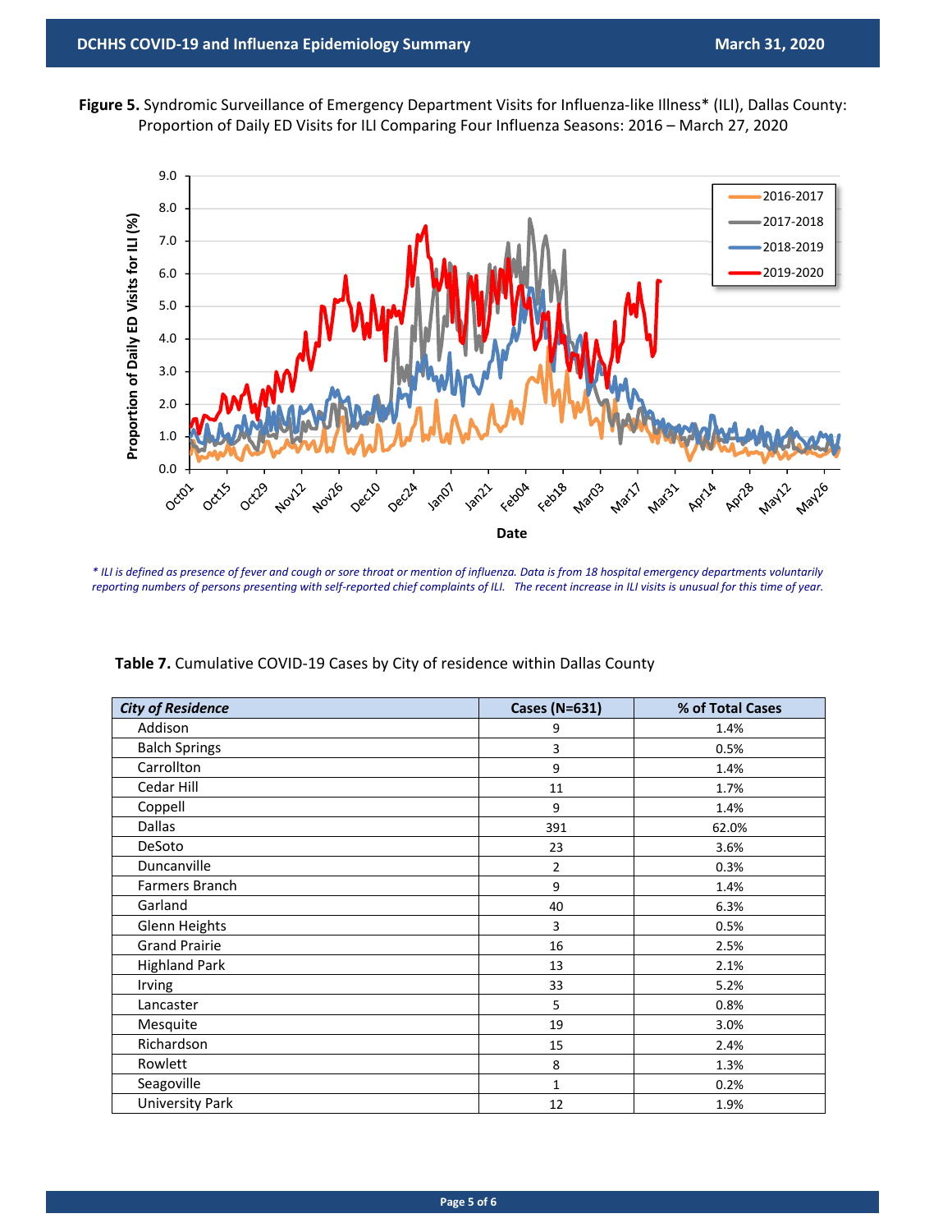**Figure 5.** Syndromic Surveillance of Emergency Department Visits for Influenza-like Illness* (ILI), Dallas County: Proportion of Daily ED Visits for ILI Comparing Four Influenza Seasons: 2016 – March 27, 2020

*\* ILI is defined as presence of fever and cough or sore throat or mention of influenza. Data is from 18 hospital emergency departments voluntarily reporting numbers of persons presenting with self-reported chief complaints of ILI. The recent increase in ILI visits is unusual for this time of year.*

**Table 7.** Cumulative COVID-19 Cases by City of residence within Dallas County

| *City of Residence* | Cases (N=631) | % of Total Cases |
| --- | --- | --- |
| Addison | 9 | 1.4% |
| Balch Springs | 3 | 0.5% |
| Carrollton | 9 | 1.4% |
| Cedar Hill | 11 | 1.7% |
| Coppell | 9 | 1.4% |
| Dallas | 391 | 62.0% |
| DeSoto | 23 | 3.6% |
| Duncanville | 2 | 0.3% |
| Farmers Branch | 9 | 1.4% |
| Garland | 40 | 6.3% |
| Glenn Heights | 3 | 0.5% |
| Grand Prairie | 16 | 2.5% |
| Highland Park | 13 | 2.1% |
| Irving | 33 | 5.2% |
| Lancaster | 5 | 0.8% |
| Mesquite | 19 | 3.0% |
| Richardson | 15 | 2.4% |
| Rowlett | 8 | 1.3% |
| Seagoville | 1 | 0.2% |
| University Park | 12 | 1.9% |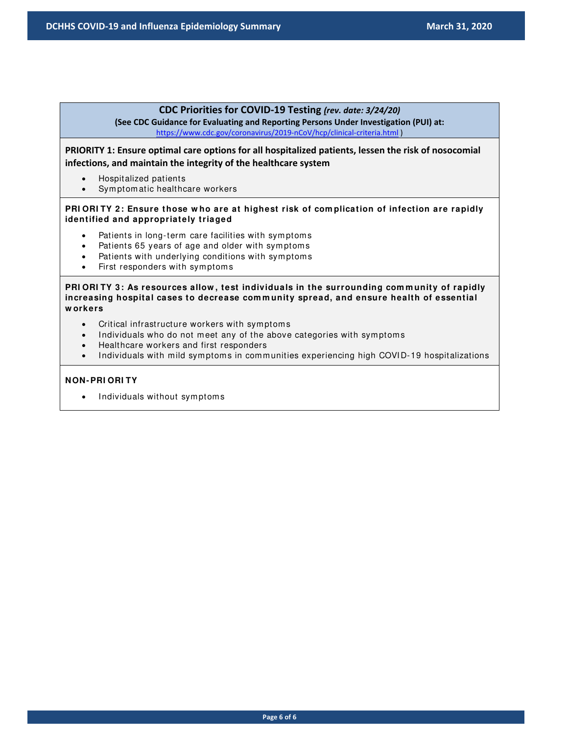## CDC Priorities for COVID-19 Testing *(rev. date: 3/24/20)*

**(See CDC Guidance for Evaluating and Reporting Persons Under Investigation (PUI) at:** https://www.cdc.gov/coronavirus/2019-nCoV/hcp/clinical-criteria.html )

**PRIORITY 1: Ensure optimal care options for all hospitalized patients, lessen the risk of nosocomial infections, and maintain the integrity of the healthcare system**

- Hospitalized patients
- Symptomatic healthcare workers

**PRIORITY 2: Ensure those who are at highest risk of complication of infection are rapidly identified and appropriately triaged**

- Patients in long-term care facilities with symptoms
- Patients 65 years of age and older with symptoms
- Patients with underlying conditions with symptoms
- First responders with symptoms

**PRIORITY 3: As resources allow, test individuals in the surrounding community of rapidly increasing hospital cases to decrease community spread, and ensure health of essential workers**

- Critical infrastructure workers with symptoms
- Individuals who do not meet any of the above categories with symptoms
- Healthcare workers and first responders
- Individuals with mild symptoms in communities experiencing high COVID-19 hospitalizations

**NON-PRIORITY**

- Individuals without symptoms